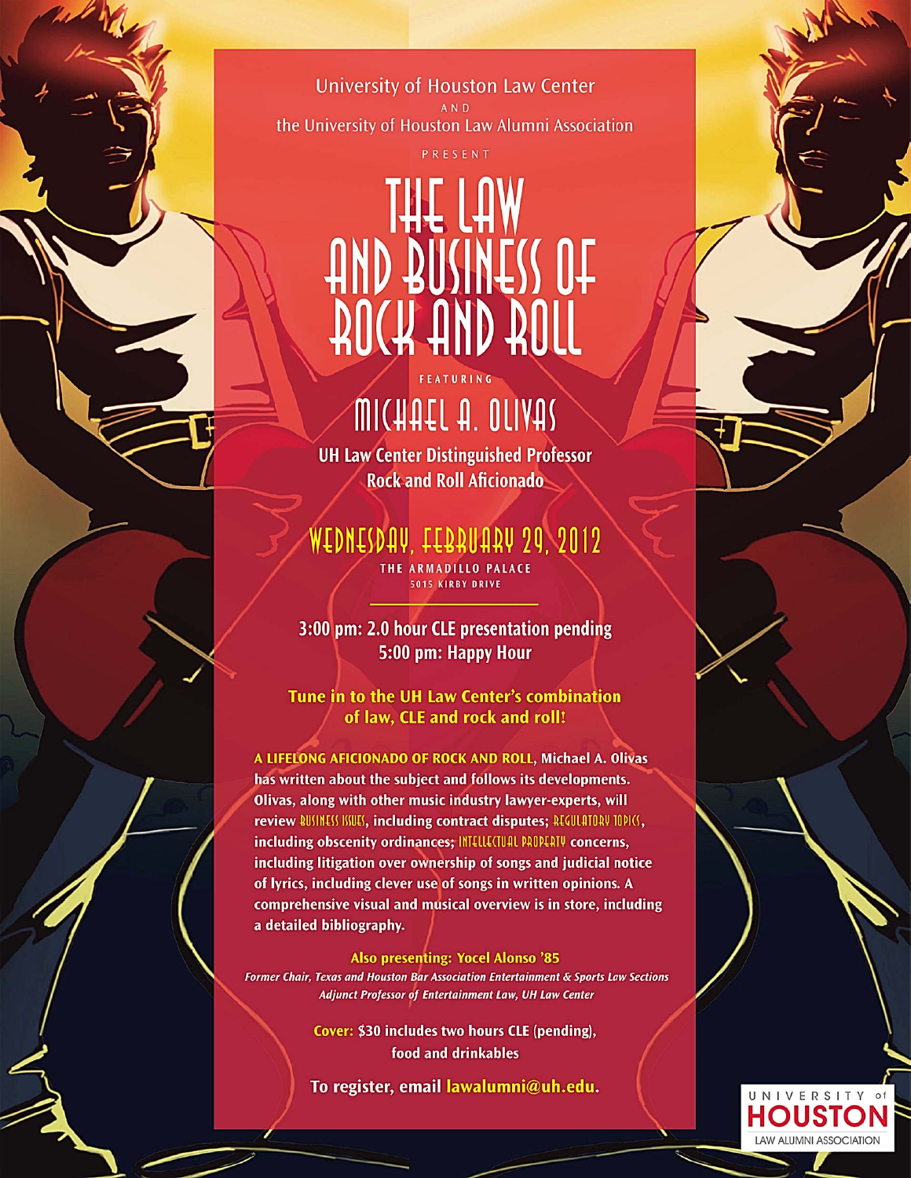University of Houston Law Center

AND

the University of Houston Law Alumni Association

PRESENT

# THE LAW AND BUSINESS OF ROCK AND ROLL

FEATURING

## MICHAEL A. OLIVAS

**UH Law Center Distinguished Professor**
**Rock and Roll Aficionado**

## WEDNESDAY, FEBRUARY 29, 2012

THE ARMADILLO PALACE
5015 KIRBY DRIVE

**3:00 pm: 2.0 hour CLE presentation pending**
**5:00 pm: Happy Hour**

**Tune in to the UH Law Center's combination of law, CLE and rock and roll!**

**A LIFELONG AFICIONADO OF ROCK AND ROLL, Michael A. Olivas has written about the subject and follows its developments. Olivas, along with other music industry lawyer-experts, will review BUSINESS ISSUES, including contract disputes; REGULATORY TOPICS, including obscenity ordinances; INTELLECTUAL PROPERTY concerns, including litigation over ownership of songs and judicial notice of lyrics, including clever use of songs in written opinions. A comprehensive visual and musical overview is in store, including a detailed bibliography.**

**Also presenting: Yocel Alonso '85**

*Former Chair, Texas and Houston Bar Association Entertainment & Sports Law Sections*
*Adjunct Professor of Entertainment Law, UH Law Center*

**Cover: $30 includes two hours CLE (pending), food and drinkables**

**To register, email lawalumni@uh.edu.**

UNIVERSITY of HOUSTON
LAW ALUMNI ASSOCIATION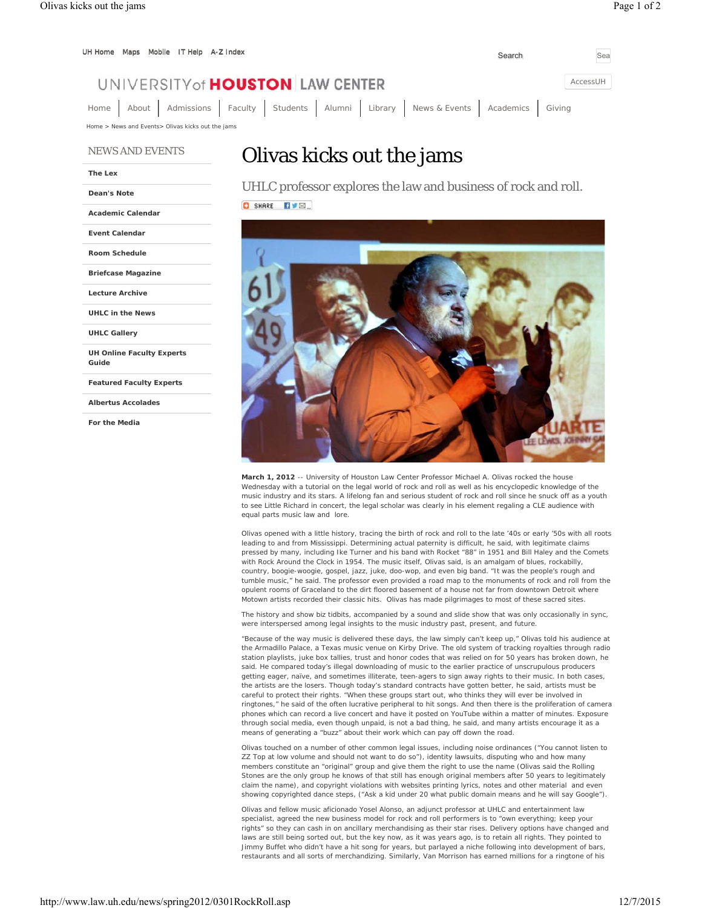UH Home Maps Mobile IT Help A-Z Index

Search

# UNIVERSITY of HOUSTON | LAW CENTER

AccessUH

Home | About | Admissions | Faculty | Students | Alumni | Library | News & Events | Academics | Giving

Home > News and Events> Olivas kicks out the jams

## NEWS AND EVENTS

- **The Lex**
- **Dean's Note**
- **Academic Calendar**
- **Event Calendar**
- **Room Schedule**
- **Briefcase Magazine**
- **Lecture Archive**
- **UHLC in the News**
- **UHLC Gallery**
- **UH Online Faculty Experts Guide**
- **Featured Faculty Experts**
- **Albertus Accolades**
- **For the Media**

# Olivas kicks out the jams

## UHLC professor explores the law and business of rock and roll.

SHARE

**March 1, 2012** -- University of Houston Law Center Professor Michael A. Olivas rocked the house Wednesday with a tutorial on the legal world of rock and roll as well as his encyclopedic knowledge of the music industry and its stars. A lifelong fan and serious student of rock and roll since he snuck off as a youth to see Little Richard in concert, the legal scholar was clearly in his element regaling a CLE audience with equal parts music law and lore.

Olivas opened with a little history, tracing the birth of rock and roll to the late '40s or early '50s with all roots leading to and from Mississippi. Determining actual paternity is difficult, he said, with legitimate claims pressed by many, including Ike Turner and his band with Rocket "88" in 1951 and Bill Haley and the Comets with Rock Around the Clock in 1954. The music itself, Olivas said, is an amalgam of blues, rockabilly, country, boogie-woogie, gospel, jazz, juke, doo-wop, and even big band. "It was the people's rough and tumble music," he said. The professor even provided a road map to the monuments of rock and roll from the opulent rooms of Graceland to the dirt floored basement of a house not far from downtown Detroit where Motown artists recorded their classic hits. Olivas has made pilgrimages to most of these sacred sites.

The history and show biz tidbits, accompanied by a sound and slide show that was only occasionally in sync, were interspersed among legal insights to the music industry past, present, and future.

"Because of the way music is delivered these days, the law simply can't keep up," Olivas told his audience at the Armadillo Palace, a Texas music venue on Kirby Drive. The old system of tracking royalties through radio station playlists, juke box tallies, trust and honor codes that was relied on for 50 years has broken down, he said. He compared today's illegal downloading of music to the earlier practice of unscrupulous producers getting eager, naïve, and sometimes illiterate, teen-agers to sign away rights to their music. In both cases, the artists are the losers. Though today's standard contracts have gotten better, he said, artists must be careful to protect their rights. "When these groups start out, who thinks they will ever be involved in ringtones," he said of the often lucrative peripheral to hit songs. And then there is the proliferation of camera phones which can record a live concert and have it posted on YouTube within a matter of minutes. Exposure through social media, even though unpaid, is not a bad thing, he said, and many artists encourage it as a means of generating a "buzz" about their work which can pay off down the road.

Olivas touched on a number of other common legal issues, including noise ordinances ("You cannot listen to ZZ Top at low volume and should not want to do so"), identity lawsuits, disputing who and how many members constitute an "original" group and give them the right to use the name (Olivas said the Rolling Stones are the only group he knows of that still has enough original members after 50 years to legitimately claim the name), and copyright violations with websites printing lyrics, notes and other material and even showing copyrighted dance steps, ("Ask a kid under 20 what public domain means and he will say Google").

Olivas and fellow music aficionado Yosel Alonso, an adjunct professor at UHLC and entertainment law specialist, agreed the new business model for rock and roll performers is to "own everything; keep your rights" so they can cash in on ancillary merchandising as their star rises. Delivery options have changed and laws are still being sorted out, but the key now, as it was years ago, is to retain all rights. They pointed to Jimmy Buffet who didn't have a hit song for years, but parlayed a niche following into development of bars, restaurants and all sorts of merchandizing. Similarly, Van Morrison has earned millions for a ringtone of his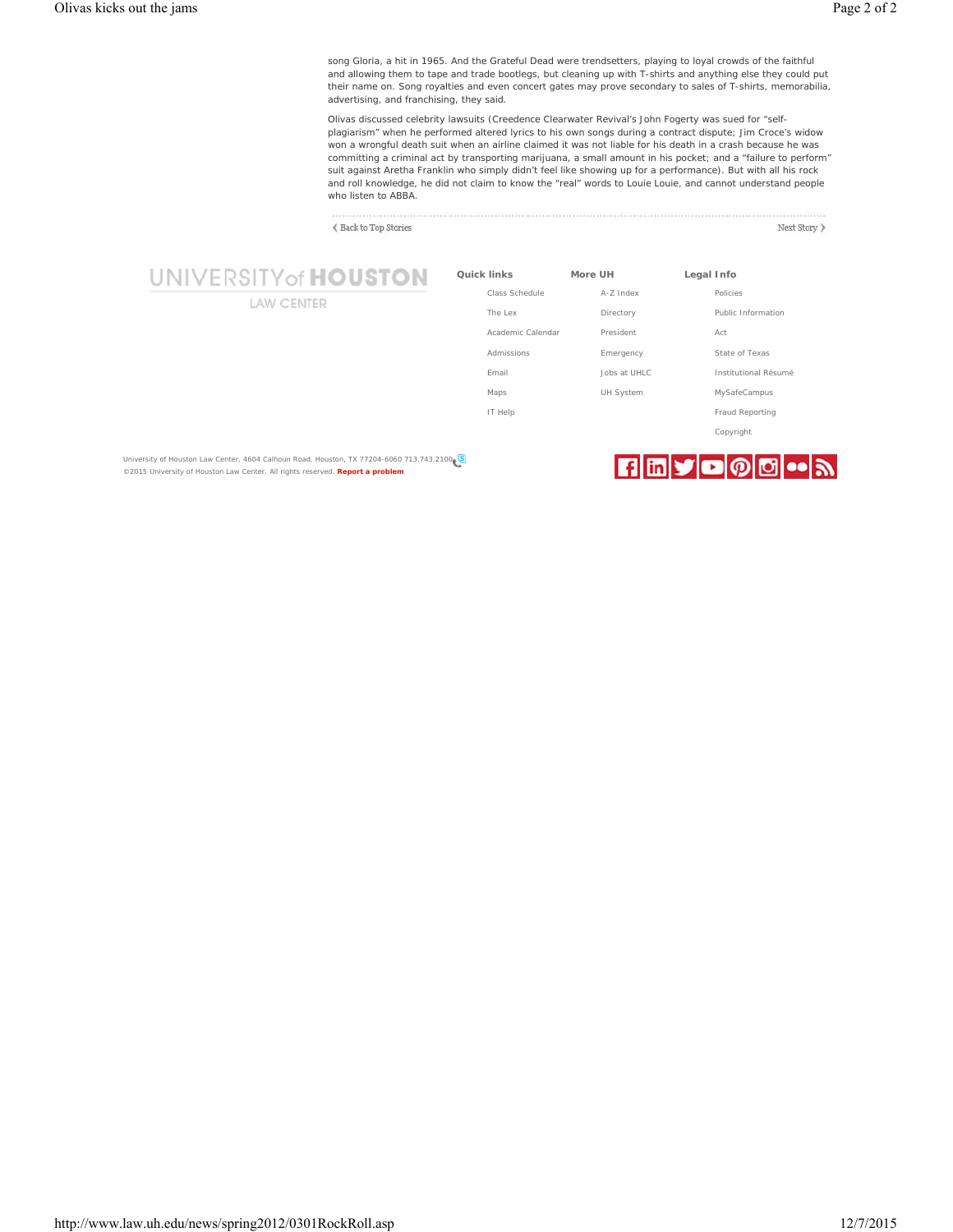song Gloria, a hit in 1965. And the Grateful Dead were trendsetters, playing to loyal crowds of the faithful and allowing them to tape and trade bootlegs, but cleaning up with T-shirts and anything else they could put their name on. Song royalties and even concert gates may prove secondary to sales of T-shirts, memorabilia, advertising, and franchising, they said.

Olivas discussed celebrity lawsuits (Creedence Clearwater Revival's John Fogerty was sued for "self-plagiarism" when he performed altered lyrics to his own songs during a contract dispute; Jim Croce's widow won a wrongful death suit when an airline claimed it was not liable for his death in a crash because he was committing a criminal act by transporting marijuana, a small amount in his pocket; and a "failure to perform" suit against Aretha Franklin who simply didn't feel like showing up for a performance). But with all his rock and roll knowledge, he did not claim to know the "real" words to Louie Louie, and cannot understand people who listen to ABBA.

‹ Back to Top Stories | Next Story ›

UNIVERSITY of HOUSTON
LAW CENTER

**Quick links**
- Class Schedule
- The Lex
- Academic Calendar
- Admissions
- Email
- Maps
- IT Help

**More UH**
- A-Z Index
- Directory
- President
- Emergency
- Jobs at UHLC
- UH System

**Legal Info**
- Policies
- Public Information Act
- State of Texas
- Institutional Résumé
- MySafeCampus
- Fraud Reporting
- Copyright

University of Houston Law Center, 4604 Calhoun Road, Houston, TX 77204-6060 713.743.2100
©2015 University of Houston Law Center. All rights reserved. **Report a problem**